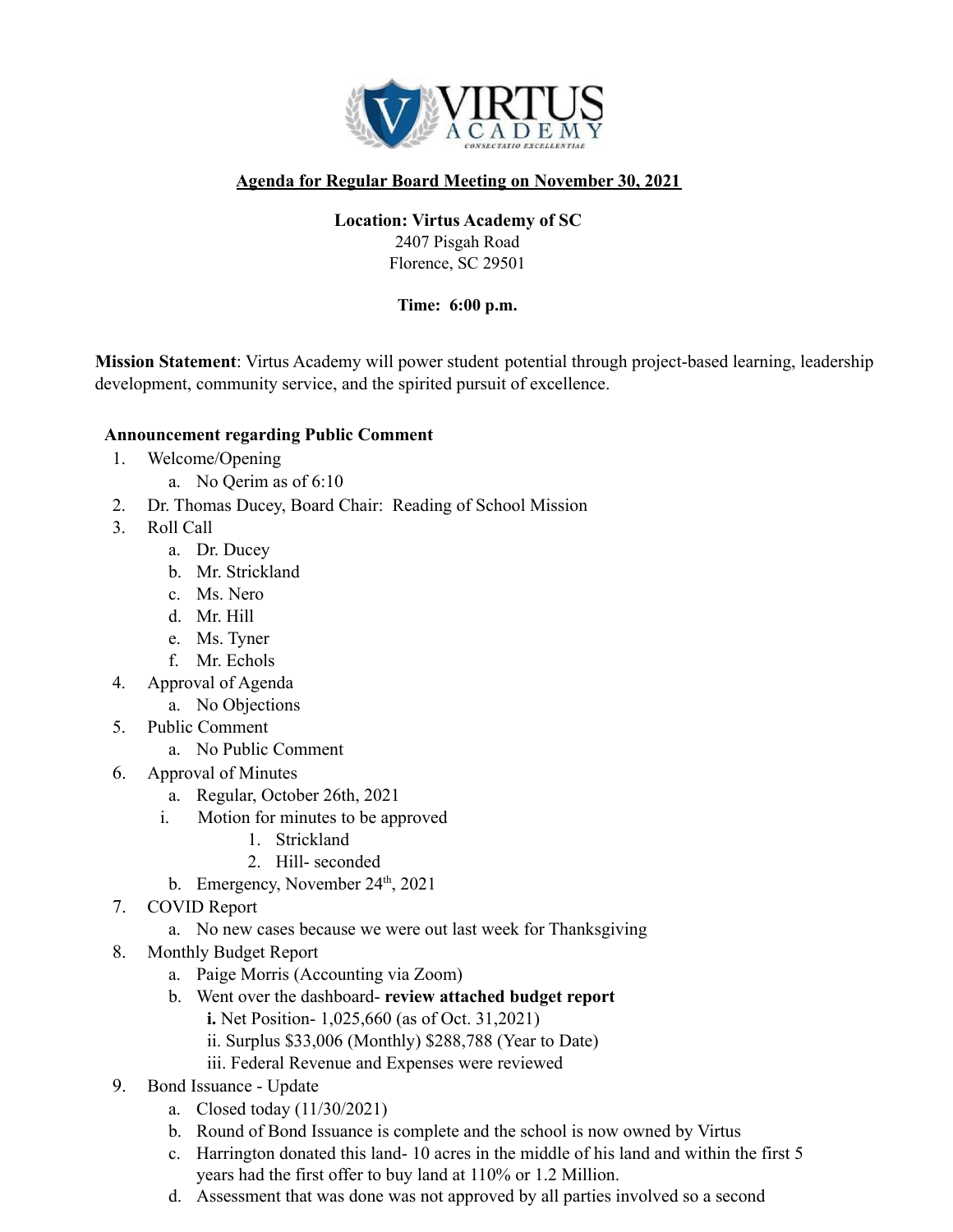# Agenda for Regular Board Meeting on November 30, 2021

**Location: Virtus Academy of SC**
2407 Pisgah Road
Florence, SC 29501

**Time: 6:00 p.m.**

**Mission Statement**: Virtus Academy will power student potential through project-based learning, leadership development, community service, and the spirited pursuit of excellence.

**Announcement regarding Public Comment**

1. Welcome/Opening
   a. No Qerim as of 6:10
2. Dr. Thomas Ducey, Board Chair: Reading of School Mission
3. Roll Call
   a. Dr. Ducey
   b. Mr. Strickland
   c. Ms. Nero
   d. Mr. Hill
   e. Ms. Tyner
   f. Mr. Echols
4. Approval of Agenda
   a. No Objections
5. Public Comment
   a. No Public Comment
6. Approval of Minutes
   a. Regular, October 26th, 2021
      i. Motion for minutes to be approved
         1. Strickland
         2. Hill- seconded
   b. Emergency, November 24th, 2021
7. COVID Report
   a. No new cases because we were out last week for Thanksgiving
8. Monthly Budget Report
   a. Paige Morris (Accounting via Zoom)
   b. Went over the dashboard- **review attached budget report**
      **i.** Net Position- 1,025,660 (as of Oct. 31,2021)
      ii. Surplus $33,006 (Monthly) $288,788 (Year to Date)
      iii. Federal Revenue and Expenses were reviewed
9. Bond Issuance - Update
   a. Closed today (11/30/2021)
   b. Round of Bond Issuance is complete and the school is now owned by Virtus
   c. Harrington donated this land- 10 acres in the middle of his land and within the first 5 years had the first offer to buy land at 110% or 1.2 Million.
   d. Assessment that was done was not approved by all parties involved so a second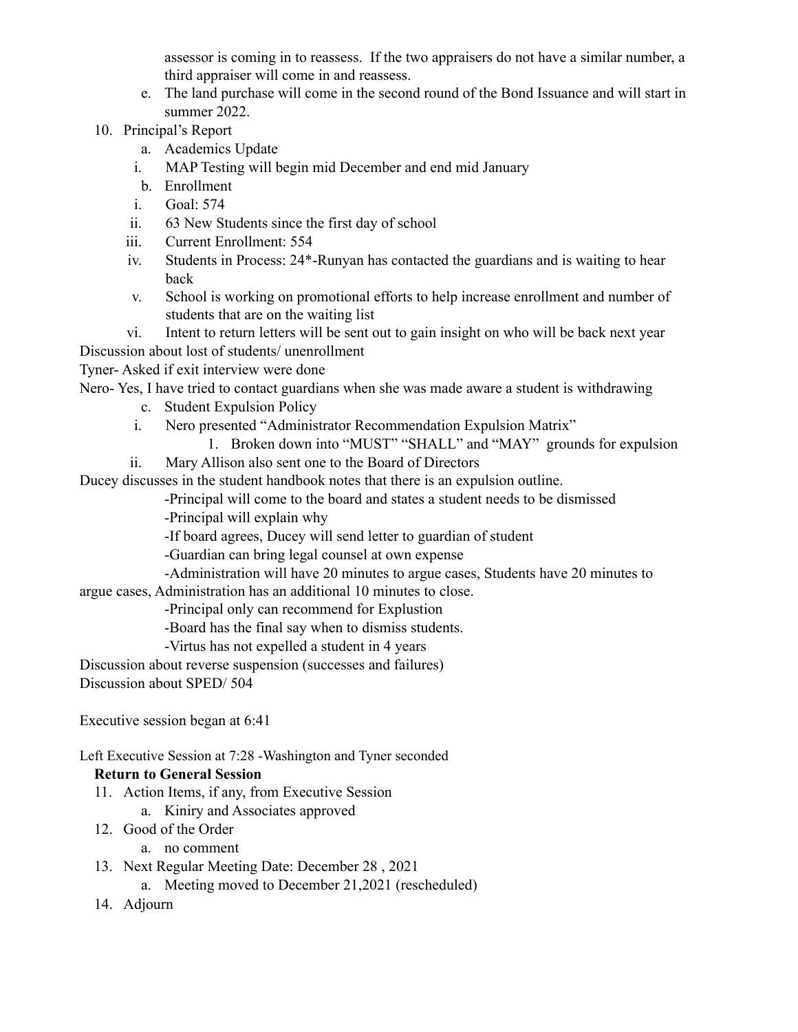assessor is coming in to reassess. If the two appraisers do not have a similar number, a third appraiser will come in and reassess.

e. The land purchase will come in the second round of the Bond Issuance and will start in summer 2022.

10. Principal's Report
    a. Academics Update
        i. MAP Testing will begin mid December and end mid January
    b. Enrollment
        i. Goal: 574
        ii. 63 New Students since the first day of school
        iii. Current Enrollment: 554
        iv. Students in Process: 24*-Runyan has contacted the guardians and is waiting to hear back
        v. School is working on promotional efforts to help increase enrollment and number of students that are on the waiting list
        vi. Intent to return letters will be sent out to gain insight on who will be back next year

Discussion about lost of students/ unenrollment

Tyner- Asked if exit interview were done

Nero- Yes, I have tried to contact guardians when she was made aware a student is withdrawing

    c. Student Expulsion Policy
        i. Nero presented "Administrator Recommendation Expulsion Matrix"
            1. Broken down into "MUST" "SHALL" and "MAY" grounds for expulsion
        ii. Mary Allison also sent one to the Board of Directors

Ducey discusses in the student handbook notes that there is an expulsion outline.

-Principal will come to the board and states a student needs to be dismissed

-Principal will explain why

-If board agrees, Ducey will send letter to guardian of student

-Guardian can bring legal counsel at own expense

-Administration will have 20 minutes to argue cases, Students have 20 minutes to argue cases, Administration has an additional 10 minutes to close.

-Principal only can recommend for Explustion

-Board has the final say when to dismiss students.

-Virtus has not expelled a student in 4 years

Discussion about reverse suspension (successes and failures)

Discussion about SPED/ 504

Executive session began at 6:41

Left Executive Session at 7:28 -Washington and Tyner seconded

**Return to General Session**

11. Action Items, if any, from Executive Session
    a. Kiniry and Associates approved
12. Good of the Order
    a. no comment
13. Next Regular Meeting Date: December 28 , 2021
    a. Meeting moved to December 21,2021 (rescheduled)
14. Adjourn